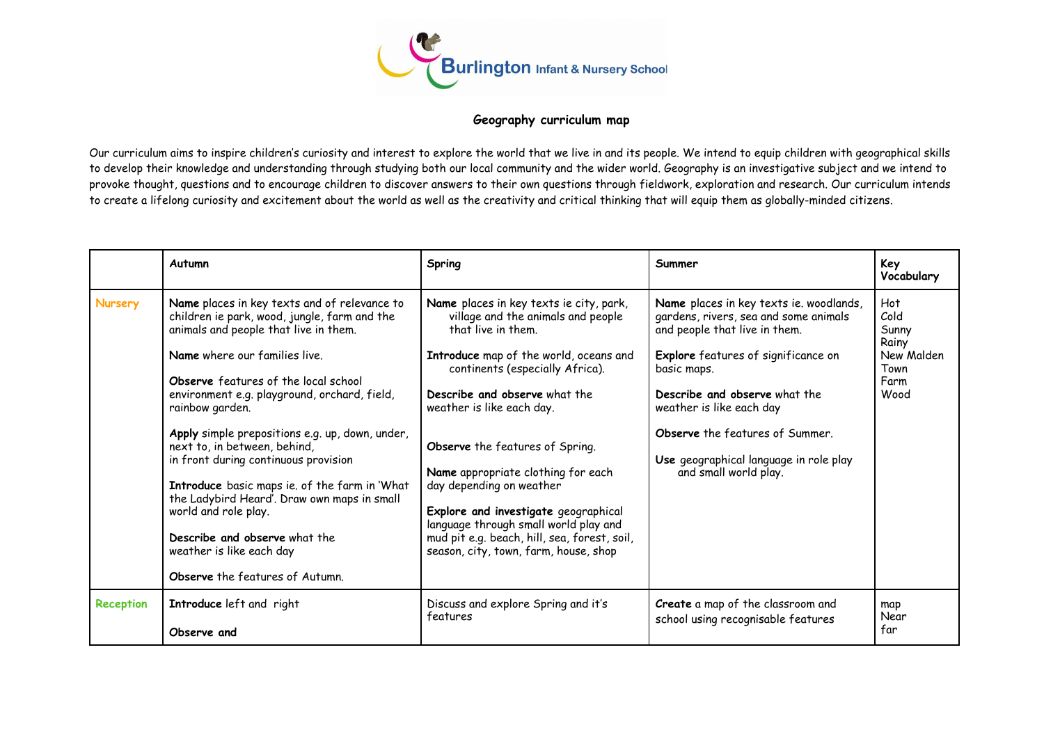Burlington Infant & Nursery School

## Geography curriculum map

Our curriculum aims to inspire children's curiosity and interest to explore the world that we live in and its people. We intend to equip children with geographical skills to develop their knowledge and understanding through studying both our local community and the wider world. Geography is an investigative subject and we intend to provoke thought, questions and to encourage children to discover answers to their own questions through fieldwork, exploration and research. Our curriculum intends to create a lifelong curiosity and excitement about the world as well as the creativity and critical thinking that will equip them as globally-minded citizens.

| | **Autumn** | **Spring** | **Summer** | **Key Vocabulary** |
|---|---|---|---|---|
| Nursery | **Name** places in key texts and of relevance to children ie park, wood, jungle, farm and the animals and people that live in them.<br><br>**Name** where our families live.<br><br>**Observe** features of the local school environment e.g. playground, orchard, field, rainbow garden.<br><br>**Apply** simple prepositions e.g. up, down, under, next to, in between, behind, in front during continuous provision<br><br>**Introduce** basic maps ie. of the farm in 'What the Ladybird Heard'. Draw own maps in small world and role play.<br><br>**Describe and observe** what the weather is like each day<br><br>**Observe** the features of Autumn. | **Name** places in key texts ie city, park, village and the animals and people that live in them.<br><br>**Introduce** map of the world, oceans and continents (especially Africa).<br><br>**Describe and observe** what the weather is like each day.<br><br>**Observe** the features of Spring.<br><br>**Name** appropriate clothing for each day depending on weather<br><br>**Explore and investigate** geographical language through small world play and mud pit e.g. beach, hill, sea, forest, soil, season, city, town, farm, house, shop | **Name** places in key texts ie. woodlands, gardens, rivers, sea and some animals and people that live in them.<br><br>**Explore** features of significance on basic maps.<br><br>**Describe and observe** what the weather is like each day<br><br>**Observe** the features of Summer.<br><br>**Use** geographical language in role play and small world play. | Hot<br>Cold<br>Sunny<br>Rainy<br>New Malden<br>Town<br>Farm<br>Wood |
| Reception | **Introduce** left and right<br><br>**Observe and** | Discuss and explore Spring and it's features | **Create** a map of the classroom and school using recognisable features | map<br>Near<br>far |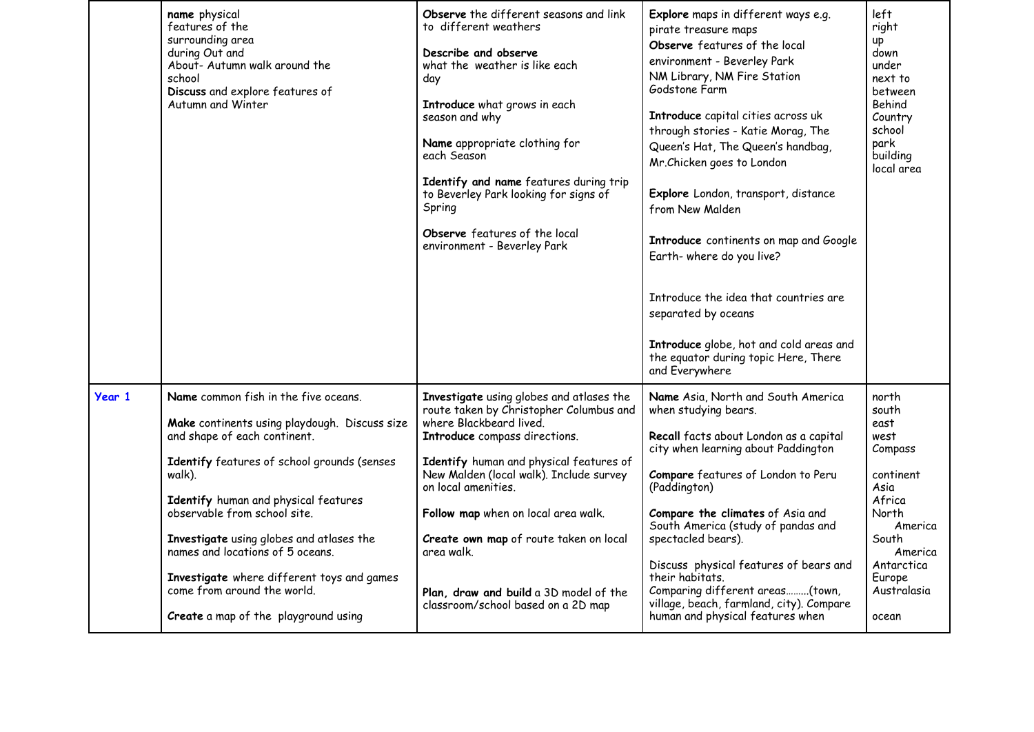| | | | | |
|---|---|---|---|---|
| | **name** physical features of the surrounding area during Out and About- Autumn walk around the school<br>**Discuss** and explore features of Autumn and Winter | **Observe** the different seasons and link to different weathers<br><br>**Describe and observe** what the weather is like each day<br><br>**Introduce** what grows in each season and why<br><br>**Name** appropriate clothing for each Season<br><br>**Identify and name** features during trip to Beverley Park looking for signs of Spring<br><br>**Observe** features of the local environment - Beverley Park | **Explore** maps in different ways e.g. pirate treasure maps<br>**Observe** features of the local environment - Beverley Park<br>NM Library, NM Fire Station<br>Godstone Farm<br><br>**Introduce** capital cities across uk through stories - Katie Morag, The Queen's Hat, The Queen's handbag, Mr.Chicken goes to London<br><br>**Explore** London, transport, distance from New Malden<br><br>**Introduce** continents on map and Google Earth- where do you live?<br><br>Introduce the idea that countries are separated by oceans<br><br>**Introduce** globe, hot and cold areas and the equator during topic Here, There and Everywhere | left<br>right<br>up<br>down<br>under<br>next to<br>between<br>Behind<br>Country<br>school<br>park<br>building<br>local area |
| **Year 1** | **Name** common fish in the five oceans.<br><br>**Make** continents using playdough. Discuss size and shape of each continent.<br><br>**Identify** features of school grounds (senses walk).<br><br>**Identify** human and physical features observable from school site.<br><br>**Investigate** using globes and atlases the names and locations of 5 oceans.<br><br>**Investigate** where different toys and games come from around the world.<br><br>**Create** a map of the playground using | **Investigate** using globes and atlases the route taken by Christopher Columbus and where Blackbeard lived.<br>**Introduce** compass directions.<br><br>**Identify** human and physical features of New Malden (local walk). Include survey on local amenities.<br><br>**Follow map** when on local area walk.<br><br>**Create own map** of route taken on local area walk.<br><br>**Plan, draw and build** a 3D model of the classroom/school based on a 2D map | **Name** Asia, North and South America when studying bears.<br><br>**Recall** facts about London as a capital city when learning about Paddington<br><br>**Compare** features of London to Peru (Paddington)<br><br>**Compare the climates** of Asia and South America (study of pandas and spectacled bears).<br><br>Discuss physical features of bears and their habitats.<br>Comparing different areas………(town, village, beach, farmland, city). Compare human and physical features when | north<br>south<br>east<br>west<br>Compass<br><br>continent<br>Asia<br>Africa<br>North America<br>South America<br>Antarctica<br>Europe<br>Australasia<br><br>ocean |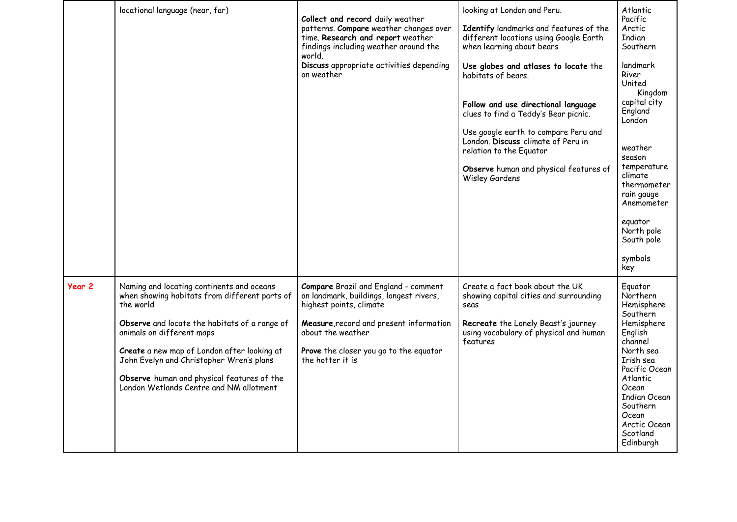| | | | | |
|---|---|---|---|---|
| | locational language (near, far) | **Collect and record** daily weather patterns. **Compare** weather changes over time. **Research and report** weather findings including weather around the world.<br>**Discuss** appropriate activities depending on weather | looking at London and Peru.<br><br>**Identify** landmarks and features of the different locations using Google Earth when learning about bears<br><br>**Use globes and atlases to locate** the habitats of bears.<br><br>**Follow and use directional language** clues to find a Teddy's Bear picnic.<br><br>Use google earth to compare Peru and London. **Discuss** climate of Peru in relation to the Equator<br><br>**Observe** human and physical features of Wisley Gardens | Atlantic<br>Pacific<br>Arctic<br>Indian<br>Southern<br><br>landmark<br>River<br>United Kingdom<br>capital city<br>England<br>London<br><br>weather<br>season<br>temperature<br>climate<br>thermometer<br>rain gauge<br>Anemometer<br><br>equator<br>North pole<br>South pole<br><br>symbols<br>key |
| **Year 2** | Naming and locating continents and oceans when showing habitats from different parts of the world<br><br>**Observe** and locate the habitats of a range of animals on different maps<br><br>**Create** a new map of London after looking at John Evelyn and Christopher Wren's plans<br><br>**Observe** human and physical features of the London Wetlands Centre and NM allotment | **Compare** Brazil and England - comment on landmark, buildings, longest rivers, highest points, climate<br><br>**Measure**,record and present information about the weather<br><br>**Prove** the closer you go to the equator the hotter it is | Create a fact book about the UK showing capital cities and surrounding seas<br><br>**Recreate** the Lonely Beast's journey using vocabulary of physical and human features | Equator<br>Northern Hemisphere<br>Southern Hemisphere<br>English channel<br>North sea<br>Irish sea<br>Pacific Ocean<br>Atlantic Ocean<br>Indian Ocean<br>Southern Ocean<br>Arctic Ocean<br>Scotland<br>Edinburgh |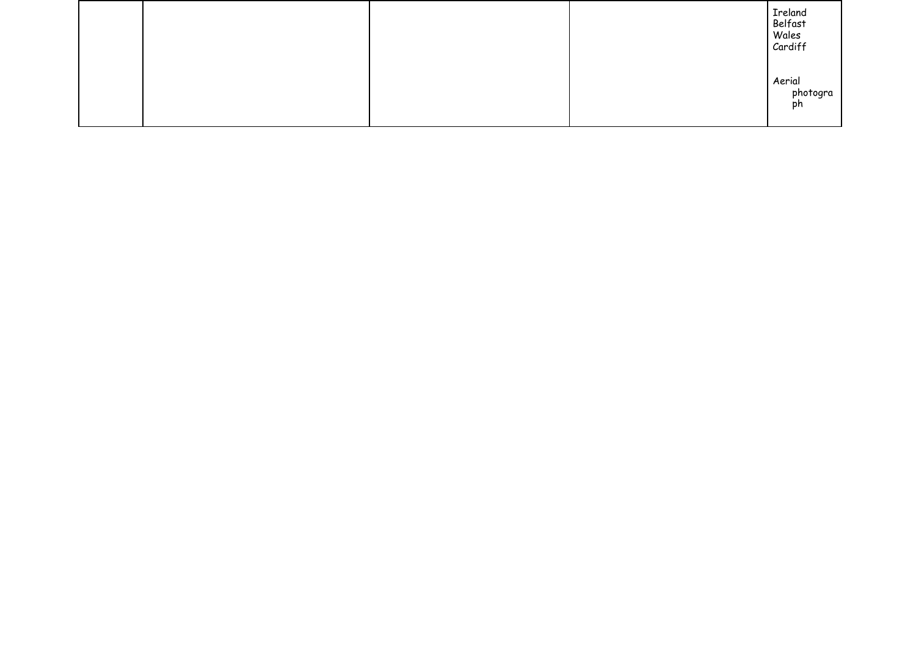| | | | | |
|---|---|---|---|---|
| | | | | Ireland<br>Belfast<br>Wales<br>Cardiff<br><br>Aerial photograph |